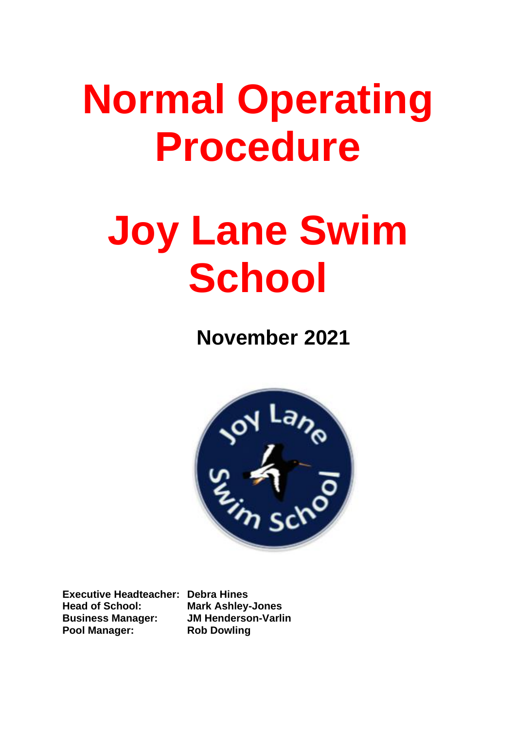# Normal Operating Procedure

# Joy Lane Swim School

## November 2021

| | |
|---|---|
| **Executive Headteacher:** | **Debra Hines** |
| **Head of School:** | **Mark Ashley-Jones** |
| **Business Manager:** | **JM Henderson-Varlin** |
| **Pool Manager:** | **Rob Dowling** |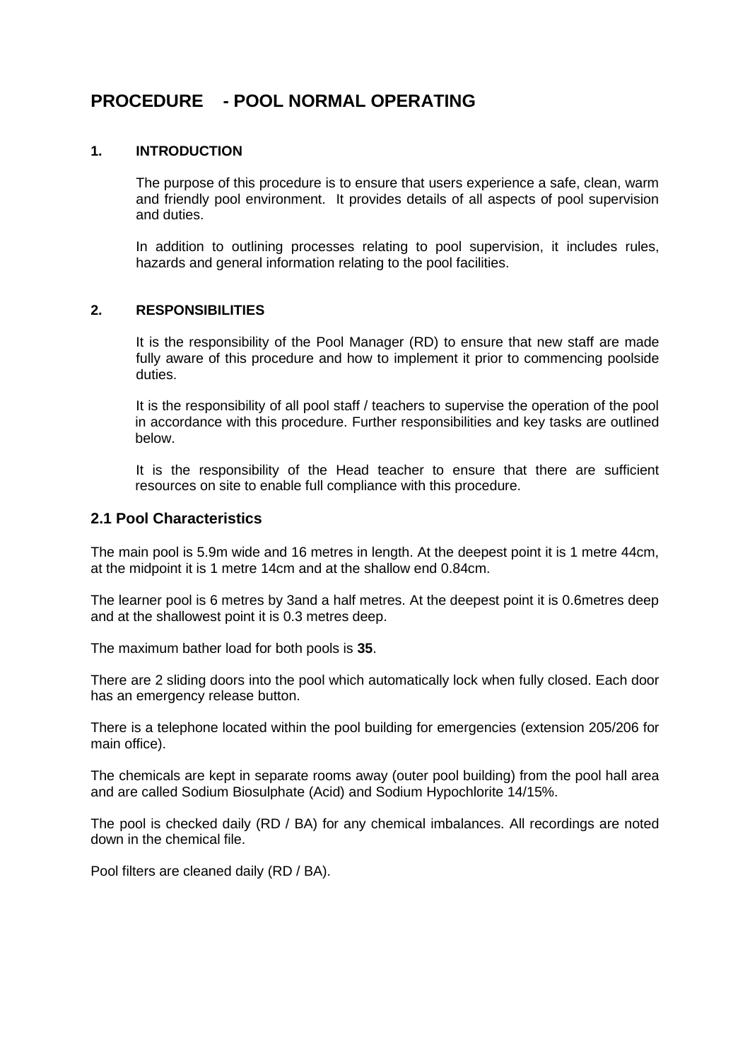# PROCEDURE - POOL NORMAL OPERATING

## 1. INTRODUCTION

The purpose of this procedure is to ensure that users experience a safe, clean, warm and friendly pool environment. It provides details of all aspects of pool supervision and duties.

In addition to outlining processes relating to pool supervision, it includes rules, hazards and general information relating to the pool facilities.

## 2. RESPONSIBILITIES

It is the responsibility of the Pool Manager (RD) to ensure that new staff are made fully aware of this procedure and how to implement it prior to commencing poolside duties.

It is the responsibility of all pool staff / teachers to supervise the operation of the pool in accordance with this procedure. Further responsibilities and key tasks are outlined below.

It is the responsibility of the Head teacher to ensure that there are sufficient resources on site to enable full compliance with this procedure.

### 2.1 Pool Characteristics

The main pool is 5.9m wide and 16 metres in length. At the deepest point it is 1 metre 44cm, at the midpoint it is 1 metre 14cm and at the shallow end 0.84cm.

The learner pool is 6 metres by 3and a half metres. At the deepest point it is 0.6metres deep and at the shallowest point it is 0.3 metres deep.

The maximum bather load for both pools is **35**.

There are 2 sliding doors into the pool which automatically lock when fully closed. Each door has an emergency release button.

There is a telephone located within the pool building for emergencies (extension 205/206 for main office).

The chemicals are kept in separate rooms away (outer pool building) from the pool hall area and are called Sodium Biosulphate (Acid) and Sodium Hypochlorite 14/15%.

The pool is checked daily (RD / BA) for any chemical imbalances. All recordings are noted down in the chemical file.

Pool filters are cleaned daily (RD / BA).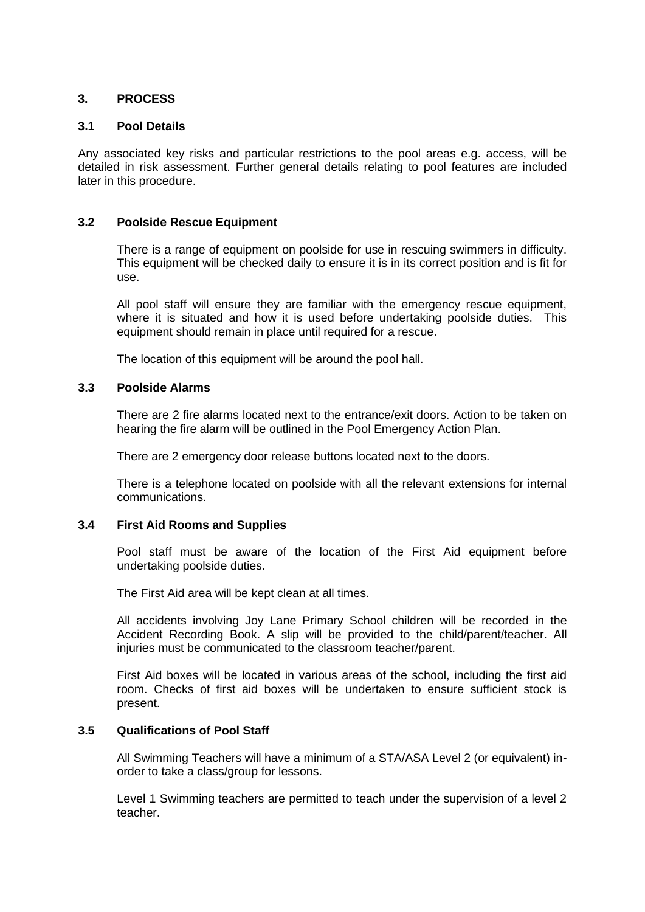## 3. PROCESS

### 3.1 Pool Details

Any associated key risks and particular restrictions to the pool areas e.g. access, will be detailed in risk assessment. Further general details relating to pool features are included later in this procedure.

### 3.2 Poolside Rescue Equipment

There is a range of equipment on poolside for use in rescuing swimmers in difficulty. This equipment will be checked daily to ensure it is in its correct position and is fit for use.

All pool staff will ensure they are familiar with the emergency rescue equipment, where it is situated and how it is used before undertaking poolside duties. This equipment should remain in place until required for a rescue.

The location of this equipment will be around the pool hall.

### 3.3 Poolside Alarms

There are 2 fire alarms located next to the entrance/exit doors. Action to be taken on hearing the fire alarm will be outlined in the Pool Emergency Action Plan.

There are 2 emergency door release buttons located next to the doors.

There is a telephone located on poolside with all the relevant extensions for internal communications.

### 3.4 First Aid Rooms and Supplies

Pool staff must be aware of the location of the First Aid equipment before undertaking poolside duties.

The First Aid area will be kept clean at all times.

All accidents involving Joy Lane Primary School children will be recorded in the Accident Recording Book. A slip will be provided to the child/parent/teacher. All injuries must be communicated to the classroom teacher/parent.

First Aid boxes will be located in various areas of the school, including the first aid room. Checks of first aid boxes will be undertaken to ensure sufficient stock is present.

### 3.5 Qualifications of Pool Staff

All Swimming Teachers will have a minimum of a STA/ASA Level 2 (or equivalent) in-order to take a class/group for lessons.

Level 1 Swimming teachers are permitted to teach under the supervision of a level 2 teacher.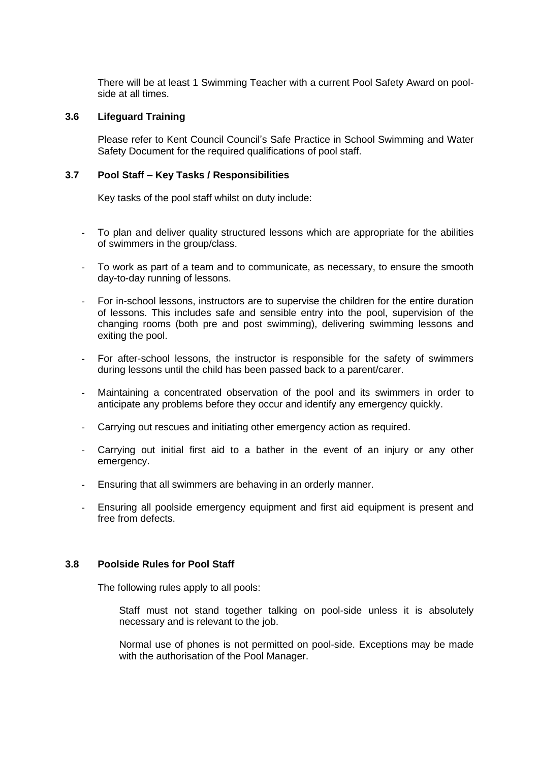There will be at least 1 Swimming Teacher with a current Pool Safety Award on pool-side at all times.

### 3.6 Lifeguard Training

Please refer to Kent Council Council's Safe Practice in School Swimming and Water Safety Document for the required qualifications of pool staff.

### 3.7 Pool Staff – Key Tasks / Responsibilities

Key tasks of the pool staff whilst on duty include:

- To plan and deliver quality structured lessons which are appropriate for the abilities of swimmers in the group/class.
- To work as part of a team and to communicate, as necessary, to ensure the smooth day-to-day running of lessons.
- For in-school lessons, instructors are to supervise the children for the entire duration of lessons. This includes safe and sensible entry into the pool, supervision of the changing rooms (both pre and post swimming), delivering swimming lessons and exiting the pool.
- For after-school lessons, the instructor is responsible for the safety of swimmers during lessons until the child has been passed back to a parent/carer.
- Maintaining a concentrated observation of the pool and its swimmers in order to anticipate any problems before they occur and identify any emergency quickly.
- Carrying out rescues and initiating other emergency action as required.
- Carrying out initial first aid to a bather in the event of an injury or any other emergency.
- Ensuring that all swimmers are behaving in an orderly manner.
- Ensuring all poolside emergency equipment and first aid equipment is present and free from defects.

### 3.8 Poolside Rules for Pool Staff

The following rules apply to all pools:

Staff must not stand together talking on pool-side unless it is absolutely necessary and is relevant to the job.

Normal use of phones is not permitted on pool-side. Exceptions may be made with the authorisation of the Pool Manager.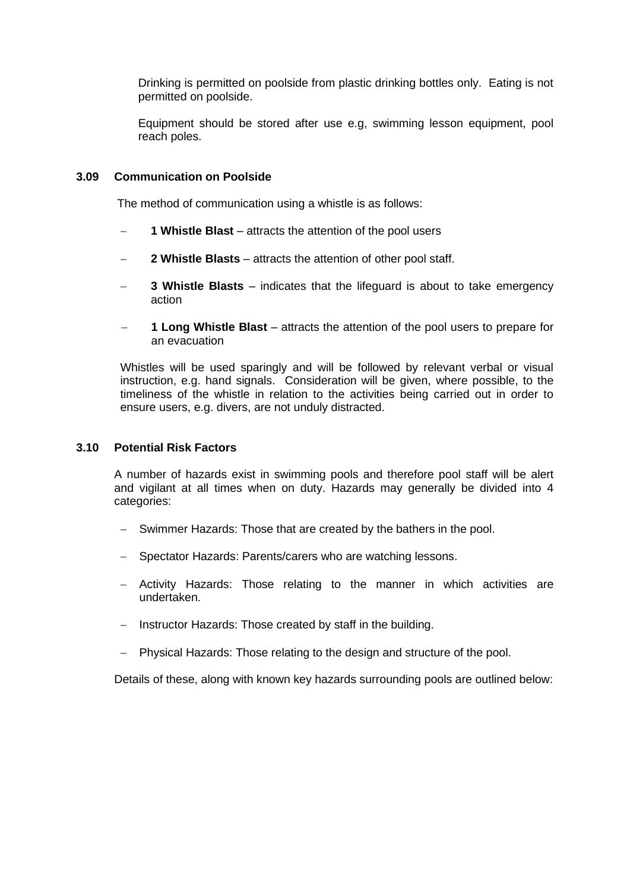Drinking is permitted on poolside from plastic drinking bottles only. Eating is not permitted on poolside.

Equipment should be stored after use e.g, swimming lesson equipment, pool reach poles.

### 3.09 Communication on Poolside

The method of communication using a whistle is as follows:

- **1 Whistle Blast** – attracts the attention of the pool users
- **2 Whistle Blasts** – attracts the attention of other pool staff.
- **3 Whistle Blasts** – indicates that the lifeguard is about to take emergency action
- **1 Long Whistle Blast** – attracts the attention of the pool users to prepare for an evacuation

Whistles will be used sparingly and will be followed by relevant verbal or visual instruction, e.g. hand signals. Consideration will be given, where possible, to the timeliness of the whistle in relation to the activities being carried out in order to ensure users, e.g. divers, are not unduly distracted.

### 3.10 Potential Risk Factors

A number of hazards exist in swimming pools and therefore pool staff will be alert and vigilant at all times when on duty. Hazards may generally be divided into 4 categories:

- Swimmer Hazards: Those that are created by the bathers in the pool.
- Spectator Hazards: Parents/carers who are watching lessons.
- Activity Hazards: Those relating to the manner in which activities are undertaken.
- Instructor Hazards: Those created by staff in the building.
- Physical Hazards: Those relating to the design and structure of the pool.

Details of these, along with known key hazards surrounding pools are outlined below: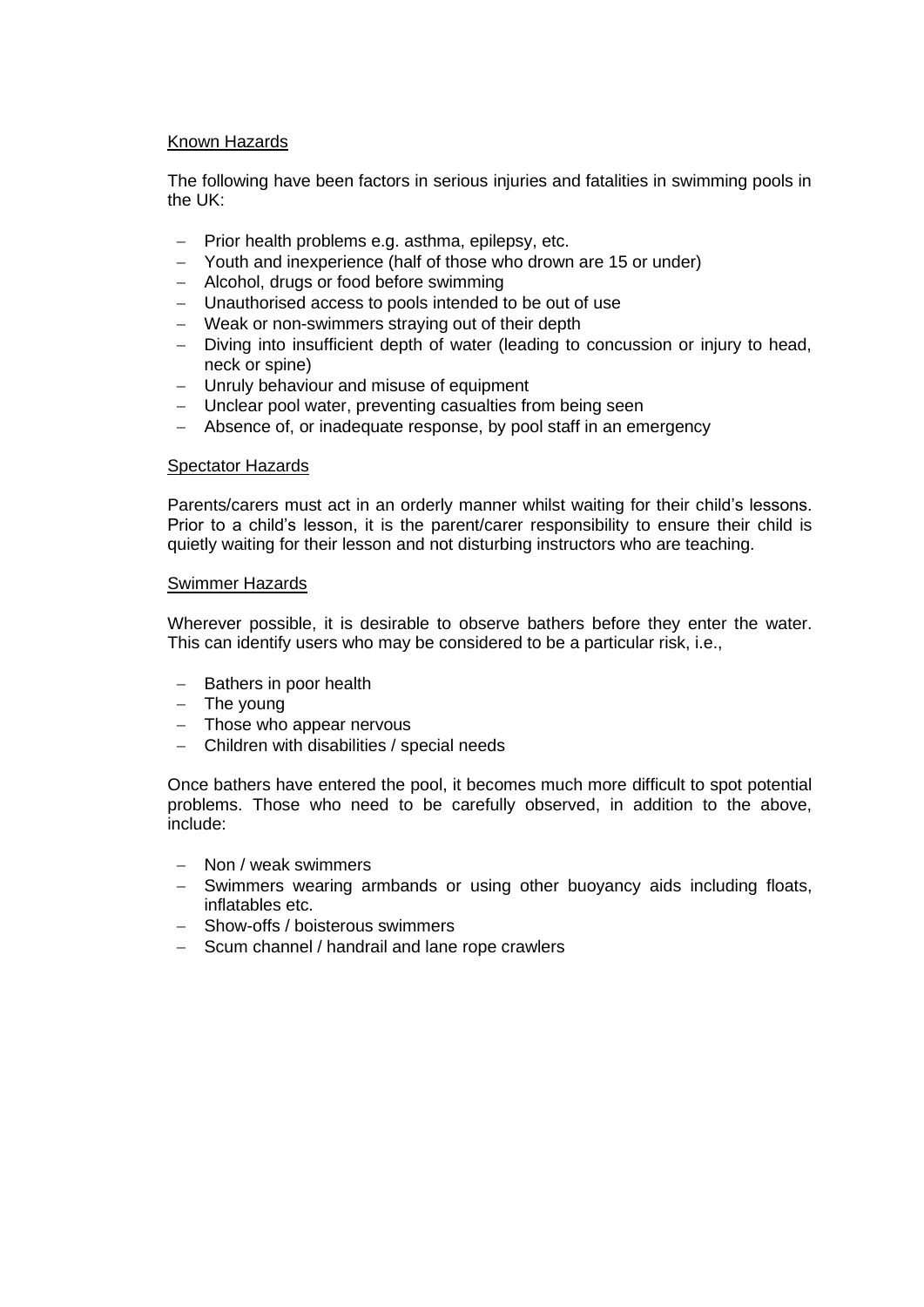## Known Hazards

The following have been factors in serious injuries and fatalities in swimming pools in the UK:

- Prior health problems e.g. asthma, epilepsy, etc.
- Youth and inexperience (half of those who drown are 15 or under)
- Alcohol, drugs or food before swimming
- Unauthorised access to pools intended to be out of use
- Weak or non-swimmers straying out of their depth
- Diving into insufficient depth of water (leading to concussion or injury to head, neck or spine)
- Unruly behaviour and misuse of equipment
- Unclear pool water, preventing casualties from being seen
- Absence of, or inadequate response, by pool staff in an emergency

## Spectator Hazards

Parents/carers must act in an orderly manner whilst waiting for their child's lessons. Prior to a child's lesson, it is the parent/carer responsibility to ensure their child is quietly waiting for their lesson and not disturbing instructors who are teaching.

## Swimmer Hazards

Wherever possible, it is desirable to observe bathers before they enter the water. This can identify users who may be considered to be a particular risk, i.e.,

- Bathers in poor health
- The young
- Those who appear nervous
- Children with disabilities / special needs

Once bathers have entered the pool, it becomes much more difficult to spot potential problems. Those who need to be carefully observed, in addition to the above, include:

- Non / weak swimmers
- Swimmers wearing armbands or using other buoyancy aids including floats, inflatables etc.
- Show-offs / boisterous swimmers
- Scum channel / handrail and lane rope crawlers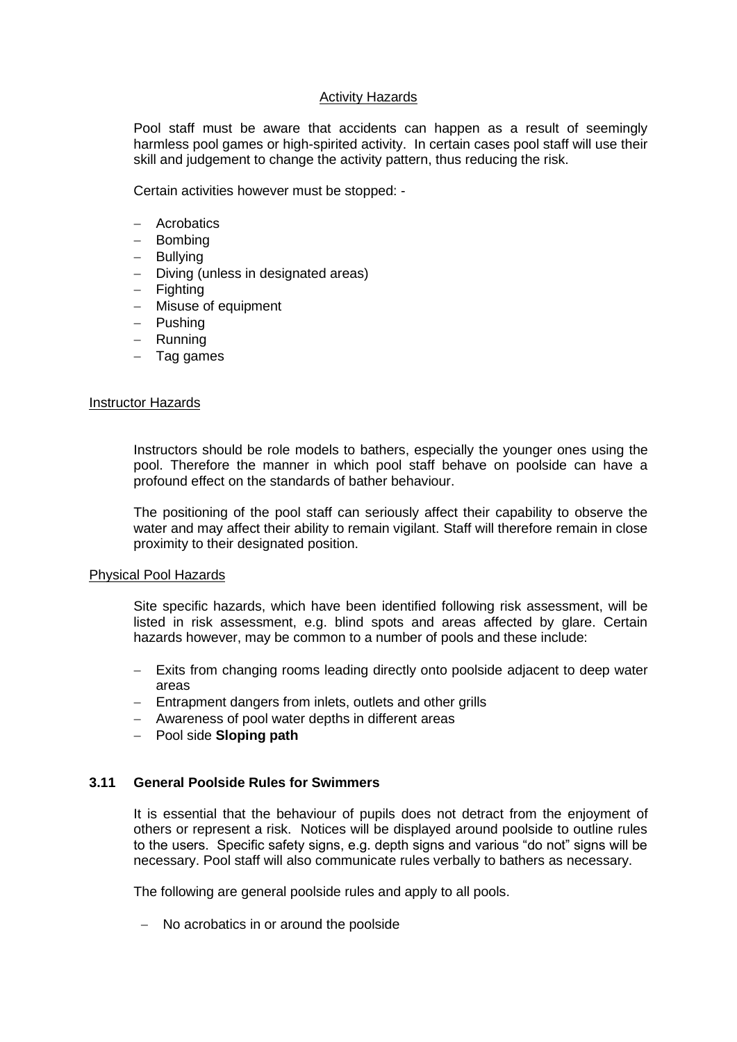Activity Hazards

Pool staff must be aware that accidents can happen as a result of seemingly harmless pool games or high-spirited activity. In certain cases pool staff will use their skill and judgement to change the activity pattern, thus reducing the risk.

Certain activities however must be stopped: -

- Acrobatics
- Bombing
- Bullying
- Diving (unless in designated areas)
- Fighting
- Misuse of equipment
- Pushing
- Running
- Tag games

Instructor Hazards

Instructors should be role models to bathers, especially the younger ones using the pool. Therefore the manner in which pool staff behave on poolside can have a profound effect on the standards of bather behaviour.

The positioning of the pool staff can seriously affect their capability to observe the water and may affect their ability to remain vigilant. Staff will therefore remain in close proximity to their designated position.

Physical Pool Hazards

Site specific hazards, which have been identified following risk assessment, will be listed in risk assessment, e.g. blind spots and areas affected by glare. Certain hazards however, may be common to a number of pools and these include:

- Exits from changing rooms leading directly onto poolside adjacent to deep water areas
- Entrapment dangers from inlets, outlets and other grills
- Awareness of pool water depths in different areas
- Pool side **Sloping path**

### 3.11 General Poolside Rules for Swimmers

It is essential that the behaviour of pupils does not detract from the enjoyment of others or represent a risk. Notices will be displayed around poolside to outline rules to the users. Specific safety signs, e.g. depth signs and various "do not" signs will be necessary. Pool staff will also communicate rules verbally to bathers as necessary.

The following are general poolside rules and apply to all pools.

- No acrobatics in or around the poolside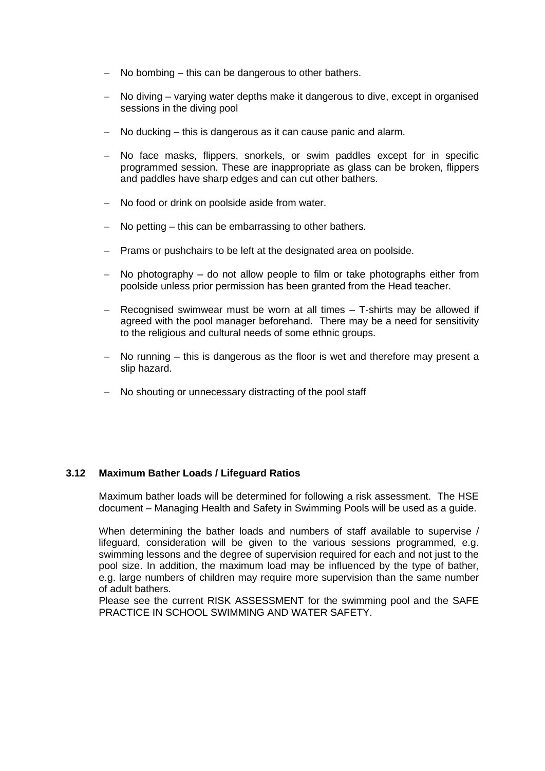- No bombing – this can be dangerous to other bathers.
- No diving – varying water depths make it dangerous to dive, except in organised sessions in the diving pool
- No ducking – this is dangerous as it can cause panic and alarm.
- No face masks, flippers, snorkels, or swim paddles except for in specific programmed session. These are inappropriate as glass can be broken, flippers and paddles have sharp edges and can cut other bathers.
- No food or drink on poolside aside from water.
- No petting – this can be embarrassing to other bathers.
- Prams or pushchairs to be left at the designated area on poolside.
- No photography – do not allow people to film or take photographs either from poolside unless prior permission has been granted from the Head teacher.
- Recognised swimwear must be worn at all times – T-shirts may be allowed if agreed with the pool manager beforehand. There may be a need for sensitivity to the religious and cultural needs of some ethnic groups.
- No running – this is dangerous as the floor is wet and therefore may present a slip hazard.
- No shouting or unnecessary distracting of the pool staff

### 3.12 Maximum Bather Loads / Lifeguard Ratios

Maximum bather loads will be determined for following a risk assessment. The HSE document – Managing Health and Safety in Swimming Pools will be used as a guide.

When determining the bather loads and numbers of staff available to supervise / lifeguard, consideration will be given to the various sessions programmed, e.g. swimming lessons and the degree of supervision required for each and not just to the pool size. In addition, the maximum load may be influenced by the type of bather, e.g. large numbers of children may require more supervision than the same number of adult bathers.
Please see the current RISK ASSESSMENT for the swimming pool and the SAFE PRACTICE IN SCHOOL SWIMMING AND WATER SAFETY.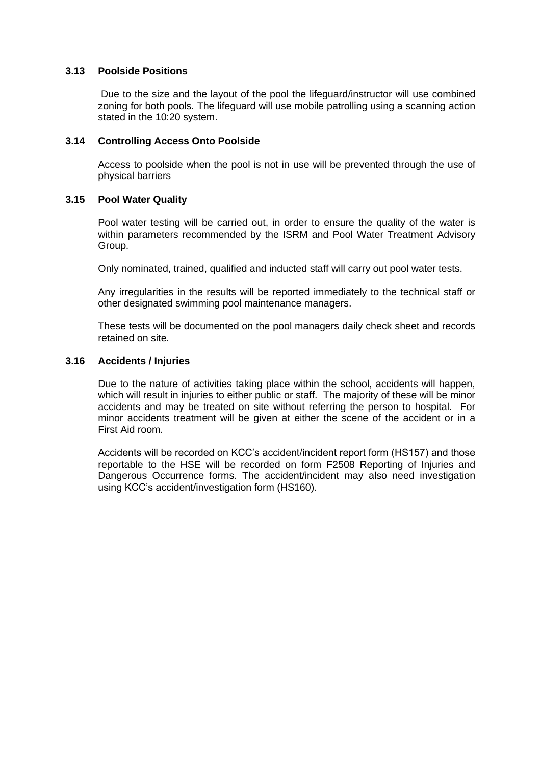### 3.13 Poolside Positions

Due to the size and the layout of the pool the lifeguard/instructor will use combined zoning for both pools. The lifeguard will use mobile patrolling using a scanning action stated in the 10:20 system.

### 3.14 Controlling Access Onto Poolside

Access to poolside when the pool is not in use will be prevented through the use of physical barriers

### 3.15 Pool Water Quality

Pool water testing will be carried out, in order to ensure the quality of the water is within parameters recommended by the ISRM and Pool Water Treatment Advisory Group.

Only nominated, trained, qualified and inducted staff will carry out pool water tests.

Any irregularities in the results will be reported immediately to the technical staff or other designated swimming pool maintenance managers.

These tests will be documented on the pool managers daily check sheet and records retained on site.

### 3.16 Accidents / Injuries

Due to the nature of activities taking place within the school, accidents will happen, which will result in injuries to either public or staff. The majority of these will be minor accidents and may be treated on site without referring the person to hospital. For minor accidents treatment will be given at either the scene of the accident or in a First Aid room.

Accidents will be recorded on KCC's accident/incident report form (HS157) and those reportable to the HSE will be recorded on form F2508 Reporting of Injuries and Dangerous Occurrence forms. The accident/incident may also need investigation using KCC's accident/investigation form (HS160).